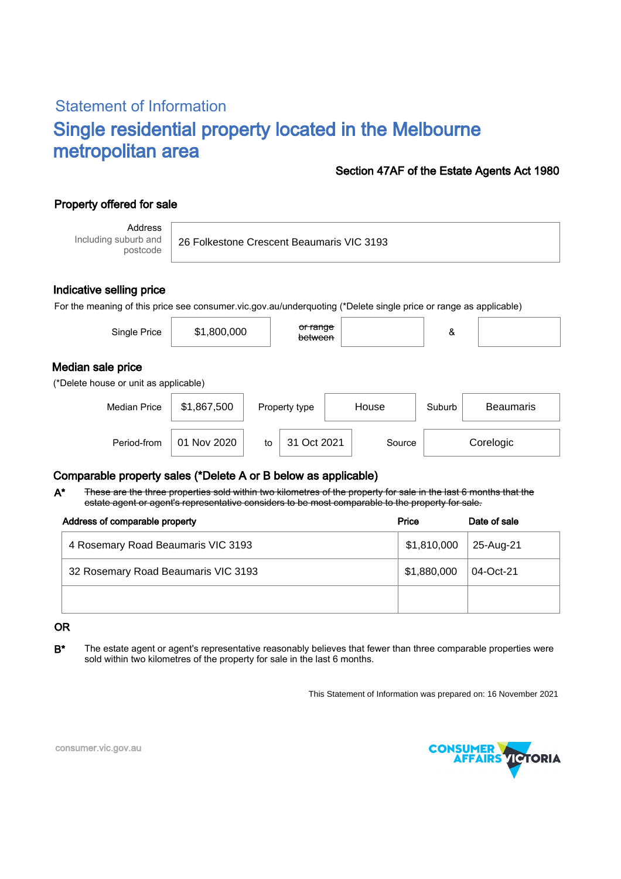## Statement of Information

# Single residential property located in the Melbourne metropolitan area

**Section 47AF of the Estate Agents Act 1980**

### Property offered for sale

| Address Including suburb and postcode | 26 Folkestone Crescent Beaumaris VIC 3193 |
|---|---|

### Indicative selling price

For the meaning of this price see consumer.vic.gov.au/underquoting (*Delete single price or range as applicable)

| Single Price | $1,800,000 | ~~or range between~~ | | & | |
|---|---|---|---|---|---|

### Median sale price

(*Delete house or unit as applicable)

| Median Price | $1,867,500 | Property type | House | Suburb | Beaumaris |
|---|---|---|---|---|---|
| Period-from | 01 Nov 2020 | to | 31 Oct 2021 | Source | Corelogic |

### Comparable property sales (*Delete A or B below as applicable)

**A*** ~~These are the three properties sold within two kilometres of the property for sale in the last 6 months that the estate agent or agent's representative considers to be most comparable to the property for sale.~~

| Address of comparable property | Price | Date of sale |
|---|---|---|
| 4 Rosemary Road Beaumaris VIC 3193 | $1,810,000 | 25-Aug-21 |
| 32 Rosemary Road Beaumaris VIC 3193 | $1,880,000 | 04-Oct-21 |
| | | |

**OR**

**B*** The estate agent or agent's representative reasonably believes that fewer than three comparable properties were sold within two kilometres of the property for sale in the last 6 months.

This Statement of Information was prepared on: 16 November 2021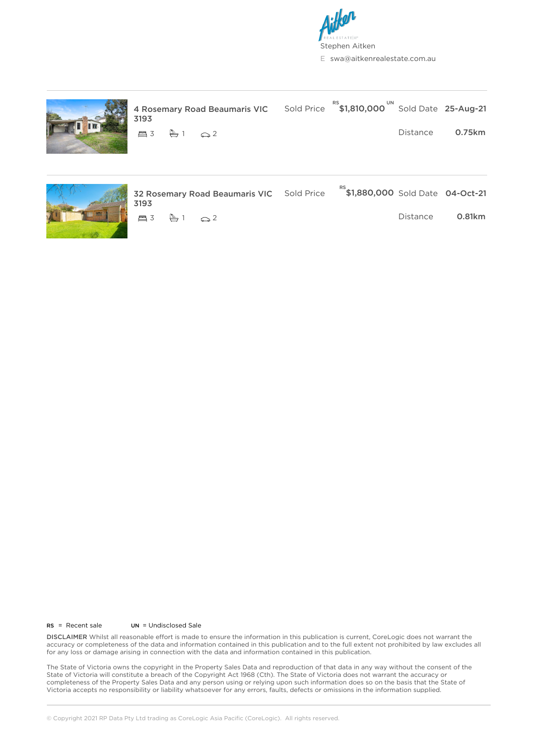Stephen Aitken

E swa@aitkenrealestate.com.au

| | | | | |
|---|---|---|---|---|
| **4 Rosemary Road Beaumaris VIC 3193** | Sold Price | RS **$1,810,000** UN | Sold Date | **25-Aug-21** |
| 3 1 2 | | | Distance | **0.75km** |
| **32 Rosemary Road Beaumaris VIC 3193** | Sold Price | RS **$1,880,000** | Sold Date | **04-Oct-21** |
| 3 1 2 | | | Distance | **0.81km** |

**RS** = Recent sale **UN** = Undisclosed Sale

**DISCLAIMER** Whilst all reasonable effort is made to ensure the information in this publication is current, CoreLogic does not warrant the accuracy or completeness of the data and information contained in this publication and to the full extent not prohibited by law excludes all for any loss or damage arising in connection with the data and information contained in this publication.

The State of Victoria owns the copyright in the Property Sales Data and reproduction of that data in any way without the consent of the State of Victoria will constitute a breach of the Copyright Act 1968 (Cth). The State of Victoria does not warrant the accuracy or completeness of the Property Sales Data and any person using or relying upon such information does so on the basis that the State of Victoria accepts no responsibility or liability whatsoever for any errors, faults, defects or omissions in the information supplied.

© Copyright 2021 RP Data Pty Ltd trading as CoreLogic Asia Pacific (CoreLogic). All rights reserved.